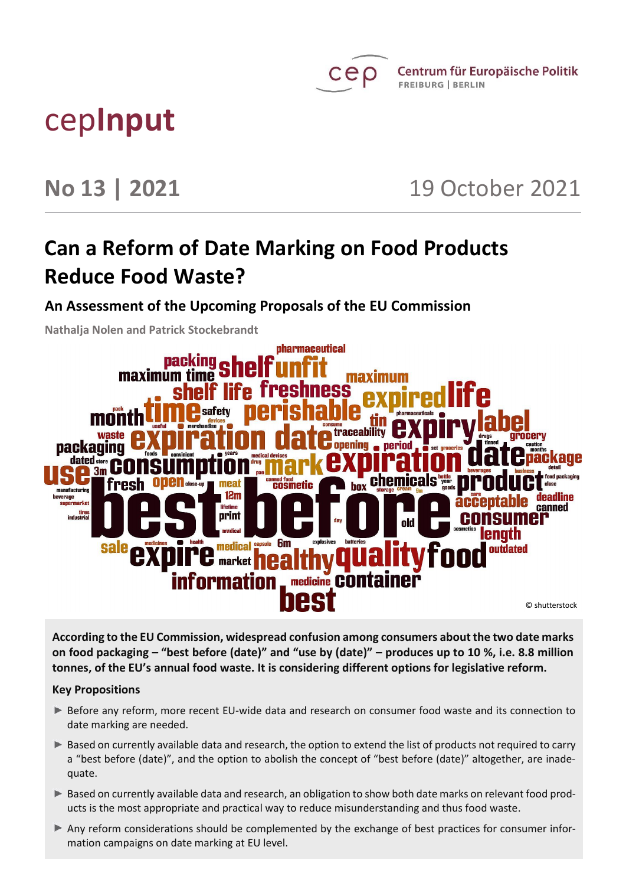cep Centrum für Europäische Politik
FREIBURG | BERLIN

# cepInput

## No 13 | 2021 — 19 October 2021

# Can a Reform of Date Marking on Food Products Reduce Food Waste?

## An Assessment of the Upcoming Proposals of the EU Commission

**Nathalja Nolen and Patrick Stockebrandt**

© shutterstock

**According to the EU Commission, widespread confusion among consumers about the two date marks on food packaging – "best before (date)" and "use by (date)" – produces up to 10 %, i.e. 8.8 million tonnes, of the EU's annual food waste. It is considering different options for legislative reform.**

### Key Propositions

- Before any reform, more recent EU-wide data and research on consumer food waste and its connection to date marking are needed.
- Based on currently available data and research, the option to extend the list of products not required to carry a "best before (date)", and the option to abolish the concept of "best before (date)" altogether, are inadequate.
- Based on currently available data and research, an obligation to show both date marks on relevant food products is the most appropriate and practical way to reduce misunderstanding and thus food waste.
- Any reform considerations should be complemented by the exchange of best practices for consumer information campaigns on date marking at EU level.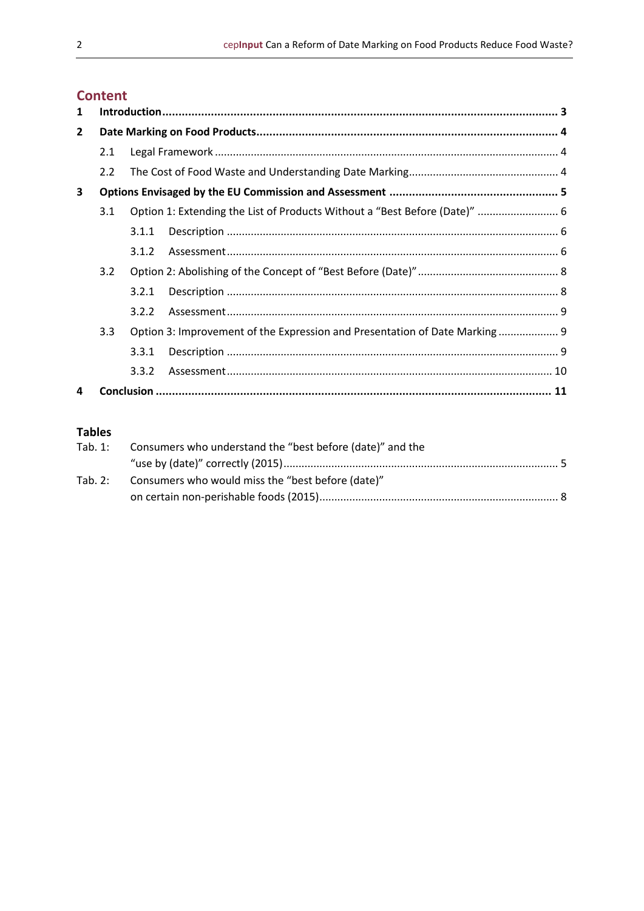## Content

**1 Introduction ........................................................................................................................ 3**

**2 Date Marking on Food Products ........................................................................................... 4**

2.1 Legal Framework ................................................................................................ 4

2.2 The Cost of Food Waste and Understanding Date Marking ................................................. 4

**3 Options Envisaged by the EU Commission and Assessment .................................................. 5**

3.1 Option 1: Extending the List of Products Without a "Best Before (Date)" ........................... 6

3.1.1 Description ............................................................................................ 6

3.1.2 Assessment ............................................................................................ 6

3.2 Option 2: Abolishing of the Concept of "Best Before (Date)" .............................................. 8

3.2.1 Description ............................................................................................ 8

3.2.2 Assessment ............................................................................................ 9

3.3 Option 3: Improvement of the Expression and Presentation of Date Marking .................... 9

3.3.1 Description ............................................................................................ 9

3.3.2 Assessment ............................................................................................ 10

**4 Conclusion ........................................................................................................................ 11**

### Tables

Tab. 1: Consumers who understand the "best before (date)" and the "use by (date)" correctly (2015) ........................................................................................ 5

Tab. 2: Consumers who would miss the "best before (date)" on certain non-perishable foods (2015) ............................................................................ 8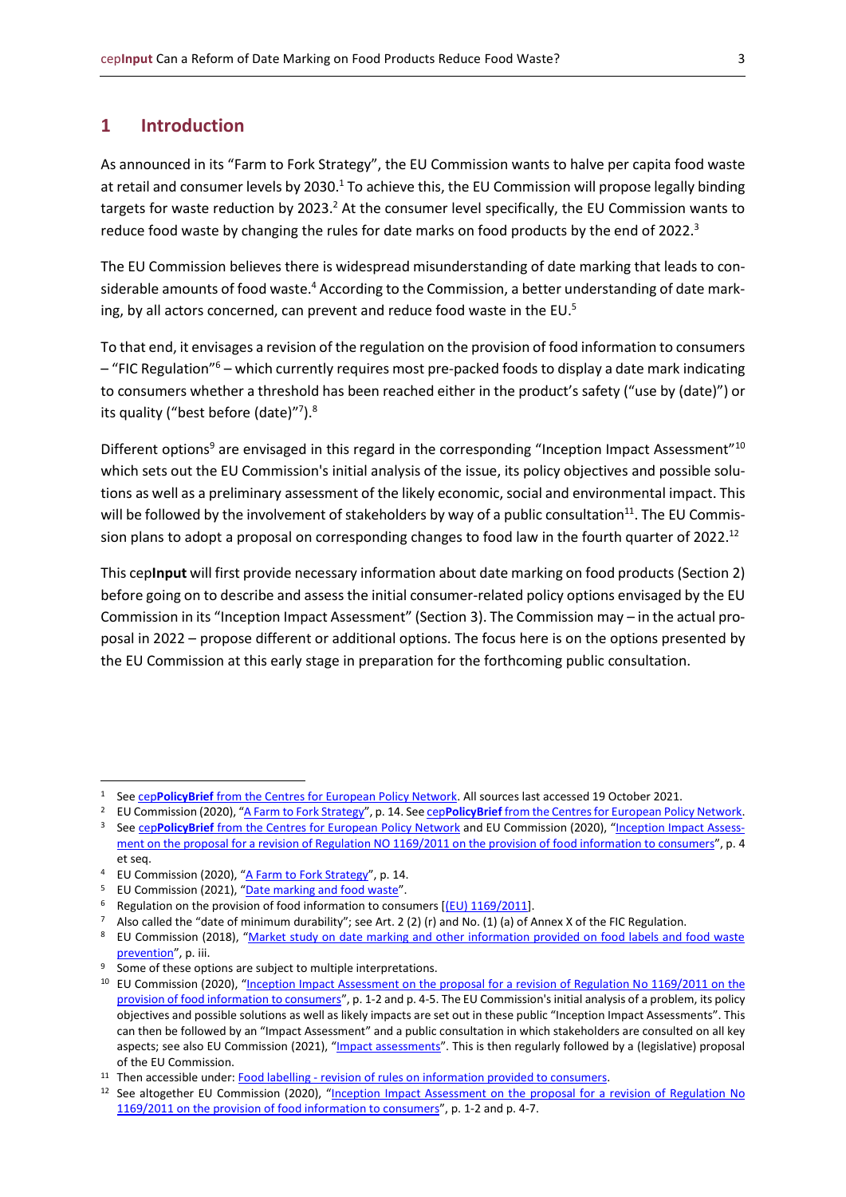## 1 Introduction

As announced in its "Farm to Fork Strategy", the EU Commission wants to halve per capita food waste at retail and consumer levels by 2030.[1] To achieve this, the EU Commission will propose legally binding targets for waste reduction by 2023.[2] At the consumer level specifically, the EU Commission wants to reduce food waste by changing the rules for date marks on food products by the end of 2022.[3]

The EU Commission believes there is widespread misunderstanding of date marking that leads to considerable amounts of food waste.[4] According to the Commission, a better understanding of date marking, by all actors concerned, can prevent and reduce food waste in the EU.[5]

To that end, it envisages a revision of the regulation on the provision of food information to consumers – "FIC Regulation"[6] – which currently requires most pre-packed foods to display a date mark indicating to consumers whether a threshold has been reached either in the product's safety ("use by (date)") or its quality ("best before (date)"[7]).[8]

Different options[9] are envisaged in this regard in the corresponding "Inception Impact Assessment"[10] which sets out the EU Commission's initial analysis of the issue, its policy objectives and possible solutions as well as a preliminary assessment of the likely economic, social and environmental impact. This will be followed by the involvement of stakeholders by way of a public consultation[11]. The EU Commission plans to adopt a proposal on corresponding changes to food law in the fourth quarter of 2022.[12]

This cep**Input** will first provide necessary information about date marking on food products (Section 2) before going on to describe and assess the initial consumer-related policy options envisaged by the EU Commission in its "Inception Impact Assessment" (Section 3). The Commission may – in the actual proposal in 2022 – propose different or additional options. The focus here is on the options presented by the EU Commission at this early stage in preparation for the forthcoming public consultation.

---

[1] See cep**PolicyBrief** from the Centres for European Policy Network. All sources last accessed 19 October 2021.

[2] EU Commission (2020), "A Farm to Fork Strategy", p. 14. See cep**PolicyBrief** from the Centres for European Policy Network.

[3] See cep**PolicyBrief** from the Centres for European Policy Network and EU Commission (2020), "Inception Impact Assessment on the proposal for a revision of Regulation NO 1169/2011 on the provision of food information to consumers", p. 4 et seq.

[4] EU Commission (2020), "A Farm to Fork Strategy", p. 14.

[5] EU Commission (2021), "Date marking and food waste".

[6] Regulation on the provision of food information to consumers [(EU) 1169/2011].

[7] Also called the "date of minimum durability"; see Art. 2 (2) (r) and No. (1) (a) of Annex X of the FIC Regulation.

[8] EU Commission (2018), "Market study on date marking and other information provided on food labels and food waste prevention", p. iii.

[9] Some of these options are subject to multiple interpretations.

[10] EU Commission (2020), "Inception Impact Assessment on the proposal for a revision of Regulation No 1169/2011 on the provision of food information to consumers", p. 1-2 and p. 4-5. The EU Commission's initial analysis of a problem, its policy objectives and possible solutions as well as likely impacts are set out in these public "Inception Impact Assessments". This can then be followed by an "Impact Assessment" and a public consultation in which stakeholders are consulted on all key aspects; see also EU Commission (2021), "Impact assessments". This is then regularly followed by a (legislative) proposal of the EU Commission.

[11] Then accessible under: Food labelling - revision of rules on information provided to consumers.

[12] See altogether EU Commission (2020), "Inception Impact Assessment on the proposal for a revision of Regulation No 1169/2011 on the provision of food information to consumers", p. 1-2 and p. 4-7.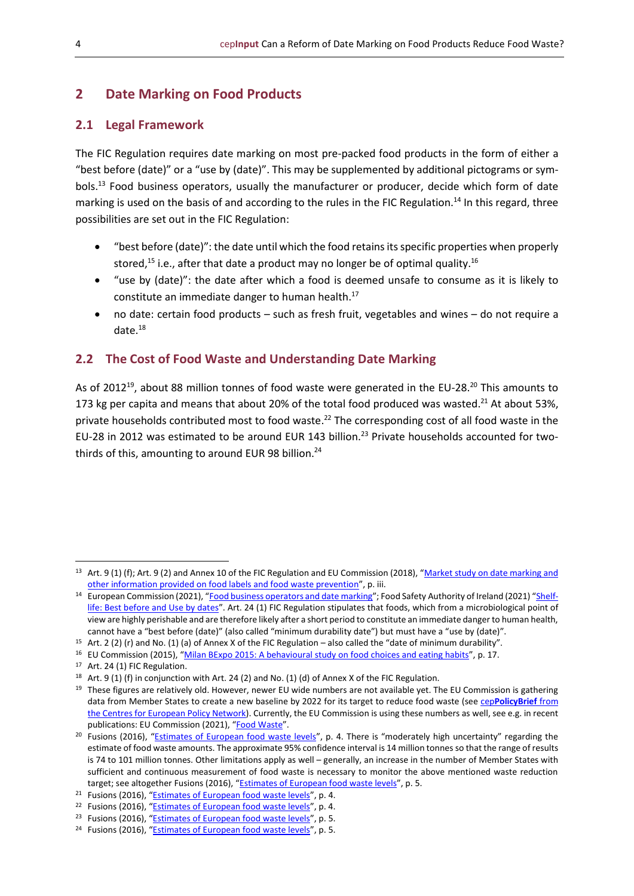## 2 Date Marking on Food Products

### 2.1 Legal Framework

The FIC Regulation requires date marking on most pre-packed food products in the form of either a "best before (date)" or a "use by (date)". This may be supplemented by additional pictograms or symbols.[13] Food business operators, usually the manufacturer or producer, decide which form of date marking is used on the basis of and according to the rules in the FIC Regulation.[14] In this regard, three possibilities are set out in the FIC Regulation:

- "best before (date)": the date until which the food retains its specific properties when properly stored,[15] i.e., after that date a product may no longer be of optimal quality.[16]
- "use by (date)": the date after which a food is deemed unsafe to consume as it is likely to constitute an immediate danger to human health.[17]
- no date: certain food products – such as fresh fruit, vegetables and wines – do not require a date.[18]

### 2.2 The Cost of Food Waste and Understanding Date Marking

As of 2012[19], about 88 million tonnes of food waste were generated in the EU-28.[20] This amounts to 173 kg per capita and means that about 20% of the total food produced was wasted.[21] At about 53%, private households contributed most to food waste.[22] The corresponding cost of all food waste in the EU-28 in 2012 was estimated to be around EUR 143 billion.[23] Private households accounted for two-thirds of this, amounting to around EUR 98 billion.[24]

---

[13] Art. 9 (1) (f); Art. 9 (2) and Annex 10 of the FIC Regulation and EU Commission (2018), "Market study on date marking and other information provided on food labels and food waste prevention", p. iii.

[14] European Commission (2021), "Food business operators and date marking"; Food Safety Authority of Ireland (2021) "Shelf-life: Best before and Use by dates". Art. 24 (1) FIC Regulation stipulates that foods, which from a microbiological point of view are highly perishable and are therefore likely after a short period to constitute an immediate danger to human health, cannot have a "best before (date)" (also called "minimum durability date") but must have a "use by (date)".

[15] Art. 2 (2) (r) and No. (1) (a) of Annex X of the FIC Regulation – also called the "date of minimum durability".

[16] EU Commission (2015), "Milan BExpo 2015: A behavioural study on food choices and eating habits", p. 17.

[17] Art. 24 (1) FIC Regulation.

[18] Art. 9 (1) (f) in conjunction with Art. 24 (2) and No. (1) (d) of Annex X of the FIC Regulation.

[19] These figures are relatively old. However, newer EU wide numbers are not available yet. The EU Commission is gathering data from Member States to create a new baseline by 2022 for its target to reduce food waste (see cep**PolicyBrief** from the Centres for European Policy Network). Currently, the EU Commission is using these numbers as well, see e.g. in recent publications: EU Commission (2021), "Food Waste".

[20] Fusions (2016), "Estimates of European food waste levels", p. 4. There is "moderately high uncertainty" regarding the estimate of food waste amounts. The approximate 95% confidence interval is 14 million tonnes so that the range of results is 74 to 101 million tonnes. Other limitations apply as well – generally, an increase in the number of Member States with sufficient and continuous measurement of food waste is necessary to monitor the above mentioned waste reduction target; see altogether Fusions (2016), "Estimates of European food waste levels", p. 5.

[21] Fusions (2016), "Estimates of European food waste levels", p. 4.

[22] Fusions (2016), "Estimates of European food waste levels", p. 4.

[23] Fusions (2016), "Estimates of European food waste levels", p. 5.

[24] Fusions (2016), "Estimates of European food waste levels", p. 5.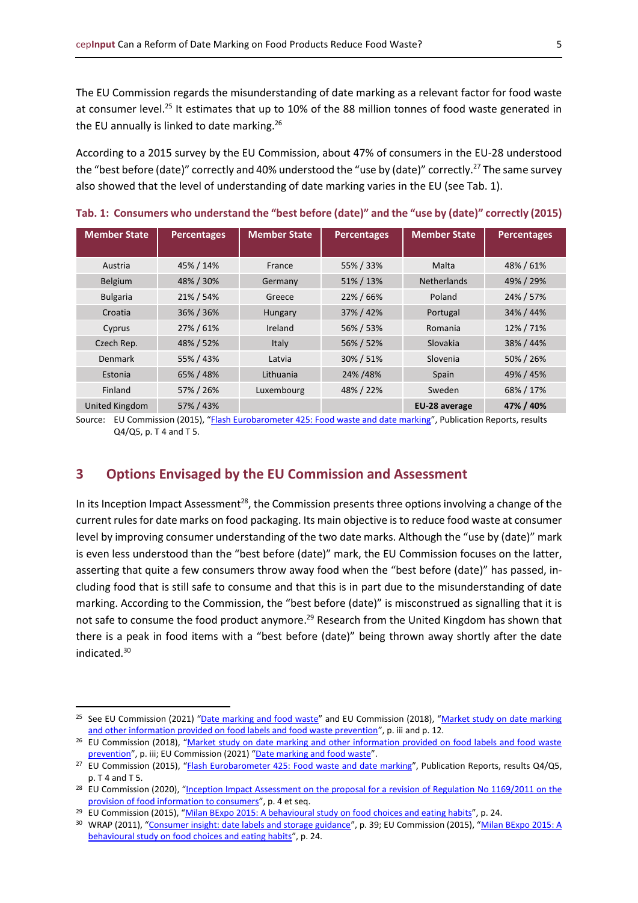The EU Commission regards the misunderstanding of date marking as a relevant factor for food waste at consumer level.[25] It estimates that up to 10% of the 88 million tonnes of food waste generated in the EU annually is linked to date marking.[26]

According to a 2015 survey by the EU Commission, about 47% of consumers in the EU-28 understood the "best before (date)" correctly and 40% understood the "use by (date)" correctly.[27] The same survey also showed that the level of understanding of date marking varies in the EU (see Tab. 1).

**Tab. 1: Consumers who understand the "best before (date)" and the "use by (date)" correctly (2015)**

| Member State | Percentages | Member State | Percentages | Member State | Percentages |
|---|---|---|---|---|---|
| Austria | 45% / 14% | France | 55% / 33% | Malta | 48% / 61% |
| Belgium | 48% / 30% | Germany | 51% / 13% | Netherlands | 49% / 29% |
| Bulgaria | 21% / 54% | Greece | 22% / 66% | Poland | 24% / 57% |
| Croatia | 36% / 36% | Hungary | 37% / 42% | Portugal | 34% / 44% |
| Cyprus | 27% / 61% | Ireland | 56% / 53% | Romania | 12% / 71% |
| Czech Rep. | 48% / 52% | Italy | 56% / 52% | Slovakia | 38% / 44% |
| Denmark | 55% / 43% | Latvia | 30% / 51% | Slovenia | 50% / 26% |
| Estonia | 65% / 48% | Lithuania | 24% /48% | Spain | 49% / 45% |
| Finland | 57% / 26% | Luxembourg | 48% / 22% | Sweden | 68% / 17% |
| United Kingdom | 57% / 43% | | | **EU-28 average** | **47% / 40%** |

Source: EU Commission (2015), "Flash Eurobarometer 425: Food waste and date marking", Publication Reports, results Q4/Q5, p. T 4 and T 5.

## 3 Options Envisaged by the EU Commission and Assessment

In its Inception Impact Assessment[28], the Commission presents three options involving a change of the current rules for date marks on food packaging. Its main objective is to reduce food waste at consumer level by improving consumer understanding of the two date marks. Although the "use by (date)" mark is even less understood than the "best before (date)" mark, the EU Commission focuses on the latter, asserting that quite a few consumers throw away food when the "best before (date)" has passed, including food that is still safe to consume and that this is in part due to the misunderstanding of date marking. According to the Commission, the "best before (date)" is misconstrued as signalling that it is not safe to consume the food product anymore.[29] Research from the United Kingdom has shown that there is a peak in food items with a "best before (date)" being thrown away shortly after the date indicated.[30]

---

[25] See EU Commission (2021) "Date marking and food waste" and EU Commission (2018), "Market study on date marking and other information provided on food labels and food waste prevention", p. iii and p. 12.

[26] EU Commission (2018), "Market study on date marking and other information provided on food labels and food waste prevention", p. iii; EU Commission (2021) "Date marking and food waste".

[27] EU Commission (2015), "Flash Eurobarometer 425: Food waste and date marking", Publication Reports, results Q4/Q5, p. T 4 and T 5.

[28] EU Commission (2020), "Inception Impact Assessment on the proposal for a revision of Regulation No 1169/2011 on the provision of food information to consumers", p. 4 et seq.

[29] EU Commission (2015), "Milan BExpo 2015: A behavioural study on food choices and eating habits", p. 24.

[30] WRAP (2011), "Consumer insight: date labels and storage guidance", p. 39; EU Commission (2015), "Milan BExpo 2015: A behavioural study on food choices and eating habits", p. 24.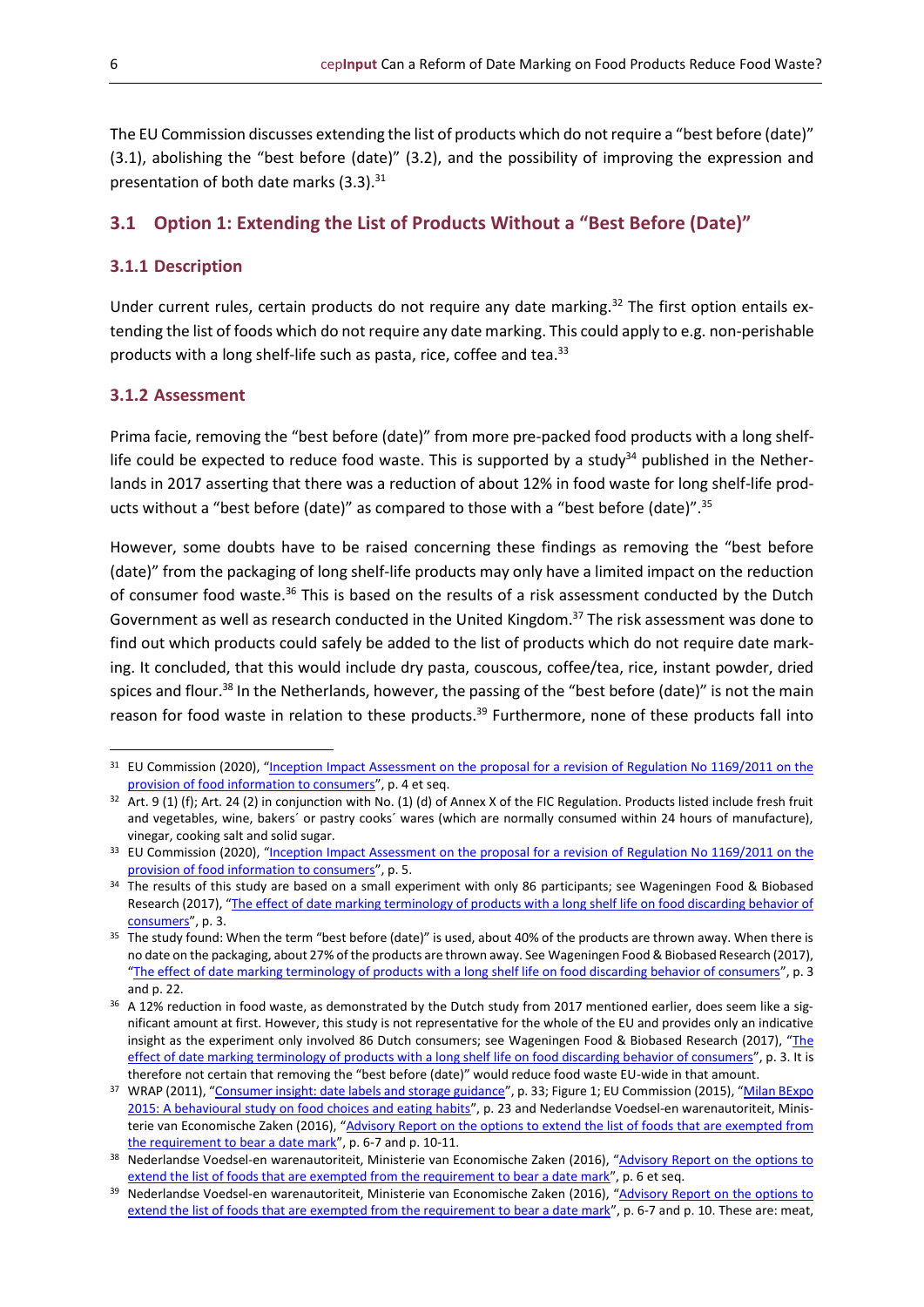The EU Commission discusses extending the list of products which do not require a "best before (date)" (3.1), abolishing the "best before (date)" (3.2), and the possibility of improving the expression and presentation of both date marks (3.3).[31]

## 3.1 Option 1: Extending the List of Products Without a "Best Before (Date)"

### 3.1.1 Description

Under current rules, certain products do not require any date marking.[32] The first option entails extending the list of foods which do not require any date marking. This could apply to e.g. non-perishable products with a long shelf-life such as pasta, rice, coffee and tea.[33]

### 3.1.2 Assessment

Prima facie, removing the "best before (date)" from more pre-packed food products with a long shelf-life could be expected to reduce food waste. This is supported by a study[34] published in the Netherlands in 2017 asserting that there was a reduction of about 12% in food waste for long shelf-life products without a "best before (date)" as compared to those with a "best before (date)".[35]

However, some doubts have to be raised concerning these findings as removing the "best before (date)" from the packaging of long shelf-life products may only have a limited impact on the reduction of consumer food waste.[36] This is based on the results of a risk assessment conducted by the Dutch Government as well as research conducted in the United Kingdom.[37] The risk assessment was done to find out which products could safely be added to the list of products which do not require date marking. It concluded, that this would include dry pasta, couscous, coffee/tea, rice, instant powder, dried spices and flour.[38] In the Netherlands, however, the passing of the "best before (date)" is not the main reason for food waste in relation to these products.[39] Furthermore, none of these products fall into

---

[31] EU Commission (2020), "Inception Impact Assessment on the proposal for a revision of Regulation No 1169/2011 on the provision of food information to consumers", p. 4 et seq.

[32] Art. 9 (1) (f); Art. 24 (2) in conjunction with No. (1) (d) of Annex X of the FIC Regulation. Products listed include fresh fruit and vegetables, wine, bakers´ or pastry cooks´ wares (which are normally consumed within 24 hours of manufacture), vinegar, cooking salt and solid sugar.

[33] EU Commission (2020), "Inception Impact Assessment on the proposal for a revision of Regulation No 1169/2011 on the provision of food information to consumers", p. 5.

[34] The results of this study are based on a small experiment with only 86 participants; see Wageningen Food & Biobased Research (2017), "The effect of date marking terminology of products with a long shelf life on food discarding behavior of consumers", p. 3.

[35] The study found: When the term "best before (date)" is used, about 40% of the products are thrown away. When there is no date on the packaging, about 27% of the products are thrown away. See Wageningen Food & Biobased Research (2017), "The effect of date marking terminology of products with a long shelf life on food discarding behavior of consumers", p. 3 and p. 22.

[36] A 12% reduction in food waste, as demonstrated by the Dutch study from 2017 mentioned earlier, does seem like a significant amount at first. However, this study is not representative for the whole of the EU and provides only an indicative insight as the experiment only involved 86 Dutch consumers; see Wageningen Food & Biobased Research (2017), "The effect of date marking terminology of products with a long shelf life on food discarding behavior of consumers", p. 3. It is therefore not certain that removing the "best before (date)" would reduce food waste EU-wide in that amount.

[37] WRAP (2011), "Consumer insight: date labels and storage guidance", p. 33; Figure 1; EU Commission (2015), "Milan BExpo 2015: A behavioural study on food choices and eating habits", p. 23 and Nederlandse Voedsel-en warenautoriteit, Ministerie van Economische Zaken (2016), "Advisory Report on the options to extend the list of foods that are exempted from the requirement to bear a date mark", p. 6-7 and p. 10-11.

[38] Nederlandse Voedsel-en warenautoriteit, Ministerie van Economische Zaken (2016), "Advisory Report on the options to extend the list of foods that are exempted from the requirement to bear a date mark", p. 6 et seq.

[39] Nederlandse Voedsel-en warenautoriteit, Ministerie van Economische Zaken (2016), "Advisory Report on the options to extend the list of foods that are exempted from the requirement to bear a date mark", p. 6-7 and p. 10. These are: meat,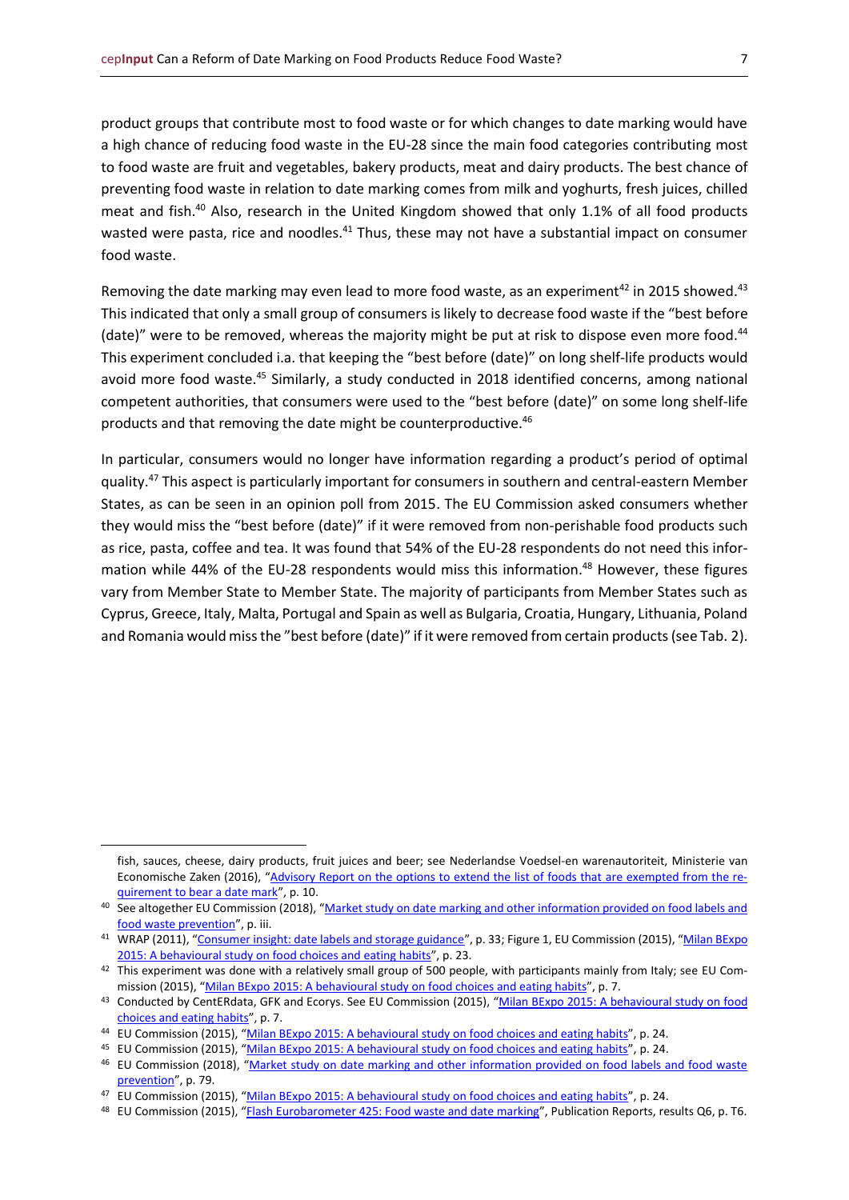product groups that contribute most to food waste or for which changes to date marking would have a high chance of reducing food waste in the EU-28 since the main food categories contributing most to food waste are fruit and vegetables, bakery products, meat and dairy products. The best chance of preventing food waste in relation to date marking comes from milk and yoghurts, fresh juices, chilled meat and fish.[40] Also, research in the United Kingdom showed that only 1.1% of all food products wasted were pasta, rice and noodles.[41] Thus, these may not have a substantial impact on consumer food waste.

Removing the date marking may even lead to more food waste, as an experiment[42] in 2015 showed.[43] This indicated that only a small group of consumers is likely to decrease food waste if the "best before (date)" were to be removed, whereas the majority might be put at risk to dispose even more food.[44] This experiment concluded i.a. that keeping the "best before (date)" on long shelf-life products would avoid more food waste.[45] Similarly, a study conducted in 2018 identified concerns, among national competent authorities, that consumers were used to the "best before (date)" on some long shelf-life products and that removing the date might be counterproductive.[46]

In particular, consumers would no longer have information regarding a product's period of optimal quality.[47] This aspect is particularly important for consumers in southern and central-eastern Member States, as can be seen in an opinion poll from 2015. The EU Commission asked consumers whether they would miss the "best before (date)" if it were removed from non-perishable food products such as rice, pasta, coffee and tea. It was found that 54% of the EU-28 respondents do not need this information while 44% of the EU-28 respondents would miss this information.[48] However, these figures vary from Member State to Member State. The majority of participants from Member States such as Cyprus, Greece, Italy, Malta, Portugal and Spain as well as Bulgaria, Croatia, Hungary, Lithuania, Poland and Romania would miss the "best before (date)" if it were removed from certain products (see Tab. 2).

---

fish, sauces, cheese, dairy products, fruit juices and beer; see Nederlandse Voedsel-en warenautoriteit, Ministerie van Economische Zaken (2016), "Advisory Report on the options to extend the list of foods that are exempted from the requirement to bear a date mark", p. 10.

[40] See altogether EU Commission (2018), "Market study on date marking and other information provided on food labels and food waste prevention", p. iii.

[41] WRAP (2011), "Consumer insight: date labels and storage guidance", p. 33; Figure 1, EU Commission (2015), "Milan BExpo 2015: A behavioural study on food choices and eating habits", p. 23.

[42] This experiment was done with a relatively small group of 500 people, with participants mainly from Italy; see EU Commission (2015), "Milan BExpo 2015: A behavioural study on food choices and eating habits", p. 7.

[43] Conducted by CentERdata, GFK and Ecorys. See EU Commission (2015), "Milan BExpo 2015: A behavioural study on food choices and eating habits", p. 7.

[44] EU Commission (2015), "Milan BExpo 2015: A behavioural study on food choices and eating habits", p. 24.

[45] EU Commission (2015), "Milan BExpo 2015: A behavioural study on food choices and eating habits", p. 24.

[46] EU Commission (2018), "Market study on date marking and other information provided on food labels and food waste prevention", p. 79.

[47] EU Commission (2015), "Milan BExpo 2015: A behavioural study on food choices and eating habits", p. 24.

[48] EU Commission (2015), "Flash Eurobarometer 425: Food waste and date marking", Publication Reports, results Q6, p. T6.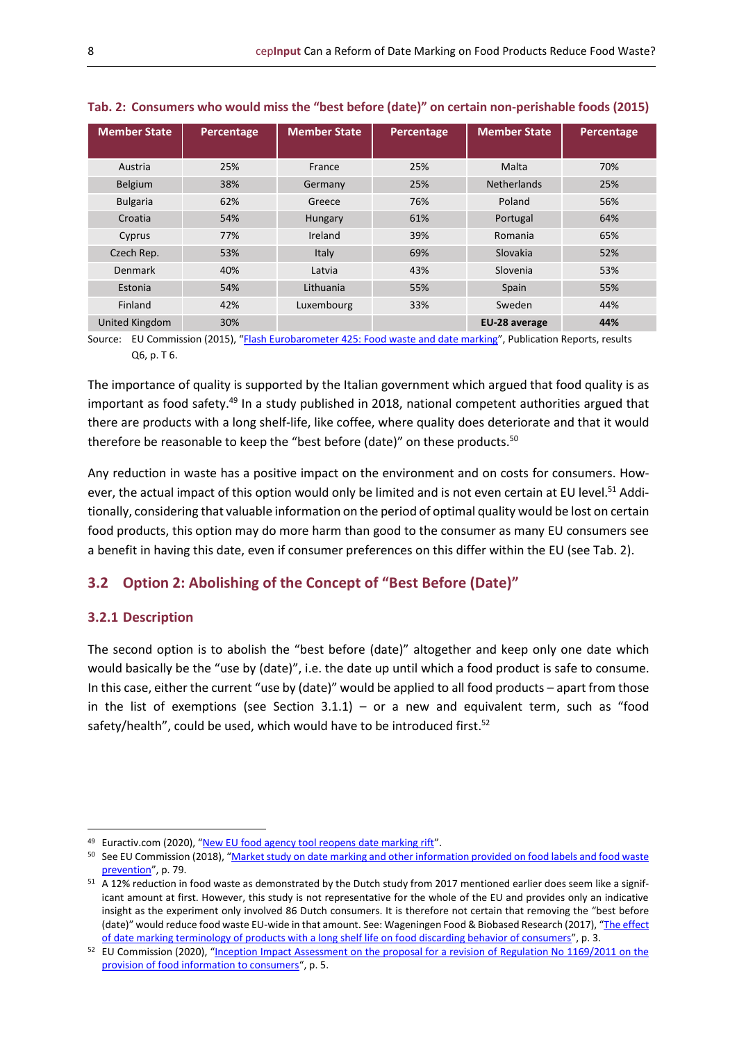**Tab. 2: Consumers who would miss the "best before (date)" on certain non-perishable foods (2015)**

| Member State | Percentage | Member State | Percentage | Member State | Percentage |
|---|---|---|---|---|---|
| Austria | 25% | France | 25% | Malta | 70% |
| Belgium | 38% | Germany | 25% | Netherlands | 25% |
| Bulgaria | 62% | Greece | 76% | Poland | 56% |
| Croatia | 54% | Hungary | 61% | Portugal | 64% |
| Cyprus | 77% | Ireland | 39% | Romania | 65% |
| Czech Rep. | 53% | Italy | 69% | Slovakia | 52% |
| Denmark | 40% | Latvia | 43% | Slovenia | 53% |
| Estonia | 54% | Lithuania | 55% | Spain | 55% |
| Finland | 42% | Luxembourg | 33% | Sweden | 44% |
| United Kingdom | 30% | | | **EU-28 average** | **44%** |

Source: EU Commission (2015), "Flash Eurobarometer 425: Food waste and date marking", Publication Reports, results Q6, p. T 6.

The importance of quality is supported by the Italian government which argued that food quality is as important as food safety.[49] In a study published in 2018, national competent authorities argued that there are products with a long shelf-life, like coffee, where quality does deteriorate and that it would therefore be reasonable to keep the "best before (date)" on these products.[50]

Any reduction in waste has a positive impact on the environment and on costs for consumers. However, the actual impact of this option would only be limited and is not even certain at EU level.[51] Additionally, considering that valuable information on the period of optimal quality would be lost on certain food products, this option may do more harm than good to the consumer as many EU consumers see a benefit in having this date, even if consumer preferences on this differ within the EU (see Tab. 2).

## 3.2 Option 2: Abolishing of the Concept of "Best Before (Date)"

### 3.2.1 Description

The second option is to abolish the "best before (date)" altogether and keep only one date which would basically be the "use by (date)", i.e. the date up until which a food product is safe to consume. In this case, either the current "use by (date)" would be applied to all food products – apart from those in the list of exemptions (see Section 3.1.1) – or a new and equivalent term, such as "food safety/health", could be used, which would have to be introduced first.[52]

---

[49] Euractiv.com (2020), "New EU food agency tool reopens date marking rift".

[50] See EU Commission (2018), "Market study on date marking and other information provided on food labels and food waste prevention", p. 79.

[51] A 12% reduction in food waste as demonstrated by the Dutch study from 2017 mentioned earlier does seem like a significant amount at first. However, this study is not representative for the whole of the EU and provides only an indicative insight as the experiment only involved 86 Dutch consumers. It is therefore not certain that removing the "best before (date)" would reduce food waste EU-wide in that amount. See: Wageningen Food & Biobased Research (2017), "The effect of date marking terminology of products with a long shelf life on food discarding behavior of consumers", p. 3.

[52] EU Commission (2020), "Inception Impact Assessment on the proposal for a revision of Regulation No 1169/2011 on the provision of food information to consumers", p. 5.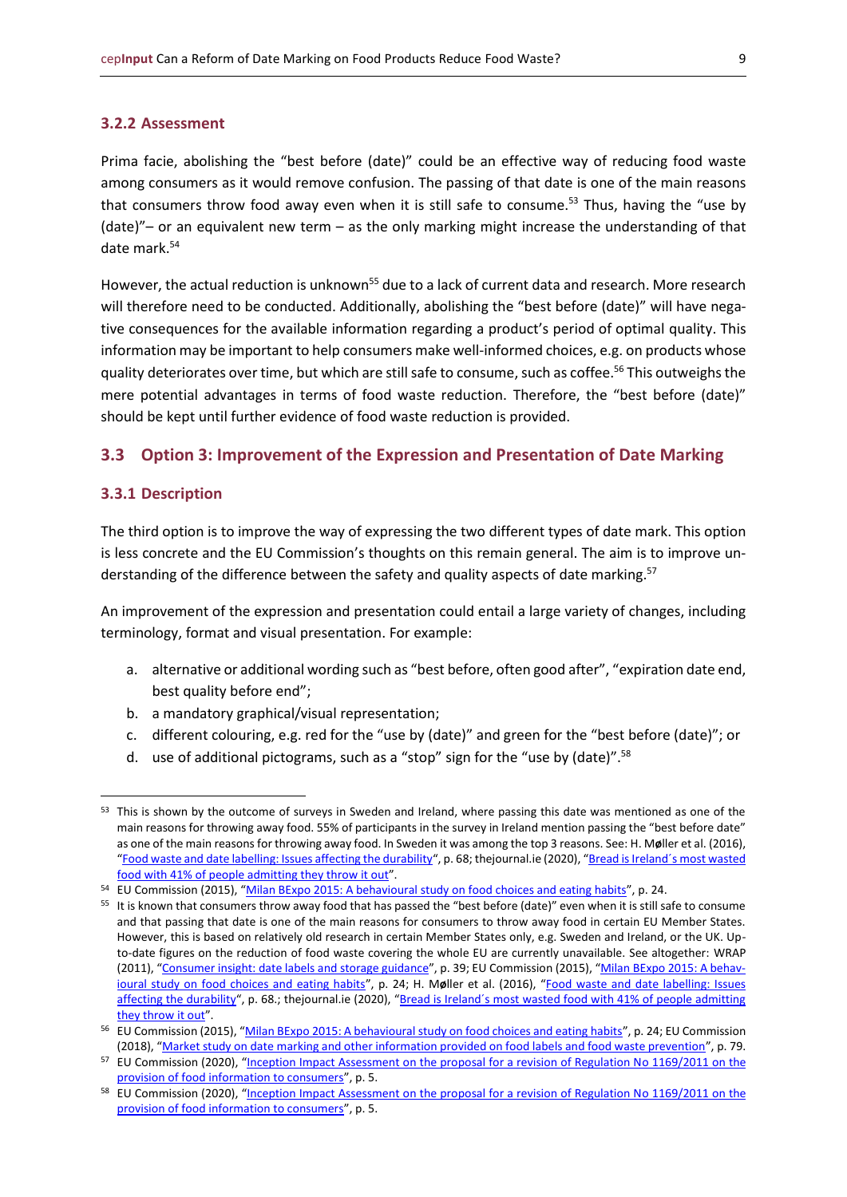### 3.2.2 Assessment

Prima facie, abolishing the "best before (date)" could be an effective way of reducing food waste among consumers as it would remove confusion. The passing of that date is one of the main reasons that consumers throw food away even when it is still safe to consume.[53] Thus, having the "use by (date)"– or an equivalent new term – as the only marking might increase the understanding of that date mark.[54]

However, the actual reduction is unknown[55] due to a lack of current data and research. More research will therefore need to be conducted. Additionally, abolishing the "best before (date)" will have negative consequences for the available information regarding a product's period of optimal quality. This information may be important to help consumers make well-informed choices, e.g. on products whose quality deteriorates over time, but which are still safe to consume, such as coffee.[56] This outweighs the mere potential advantages in terms of food waste reduction. Therefore, the "best before (date)" should be kept until further evidence of food waste reduction is provided.

## 3.3 Option 3: Improvement of the Expression and Presentation of Date Marking

### 3.3.1 Description

The third option is to improve the way of expressing the two different types of date mark. This option is less concrete and the EU Commission's thoughts on this remain general. The aim is to improve understanding of the difference between the safety and quality aspects of date marking.[57]

An improvement of the expression and presentation could entail a large variety of changes, including terminology, format and visual presentation. For example:

a. alternative or additional wording such as "best before, often good after", "expiration date end, best quality before end";
b. a mandatory graphical/visual representation;
c. different colouring, e.g. red for the "use by (date)" and green for the "best before (date)"; or
d. use of additional pictograms, such as a "stop" sign for the "use by (date)".[58]

---

[53] This is shown by the outcome of surveys in Sweden and Ireland, where passing this date was mentioned as one of the main reasons for throwing away food. 55% of participants in the survey in Ireland mention passing the "best before date" as one of the main reasons for throwing away food. In Sweden it was among the top 3 reasons. See: H. Møller et al. (2016), "Food waste and date labelling: Issues affecting the durability", p. 68; thejournal.ie (2020), "Bread is Ireland´s most wasted food with 41% of people admitting they throw it out".

[54] EU Commission (2015), "Milan BExpo 2015: A behavioural study on food choices and eating habits", p. 24.

[55] It is known that consumers throw away food that has passed the "best before (date)" even when it is still safe to consume and that passing that date is one of the main reasons for consumers to throw away food in certain EU Member States. However, this is based on relatively old research in certain Member States only, e.g. Sweden and Ireland, or the UK. Up-to-date figures on the reduction of food waste covering the whole EU are currently unavailable. See altogether: WRAP (2011), "Consumer insight: date labels and storage guidance", p. 39; EU Commission (2015), "Milan BExpo 2015: A behavioural study on food choices and eating habits", p. 24; H. Møller et al. (2016), "Food waste and date labelling: Issues affecting the durability", p. 68.; thejournal.ie (2020), "Bread is Ireland´s most wasted food with 41% of people admitting they throw it out".

[56] EU Commission (2015), "Milan BExpo 2015: A behavioural study on food choices and eating habits", p. 24; EU Commission (2018), "Market study on date marking and other information provided on food labels and food waste prevention", p. 79.

[57] EU Commission (2020), "Inception Impact Assessment on the proposal for a revision of Regulation No 1169/2011 on the provision of food information to consumers", p. 5.

[58] EU Commission (2020), "Inception Impact Assessment on the proposal for a revision of Regulation No 1169/2011 on the provision of food information to consumers", p. 5.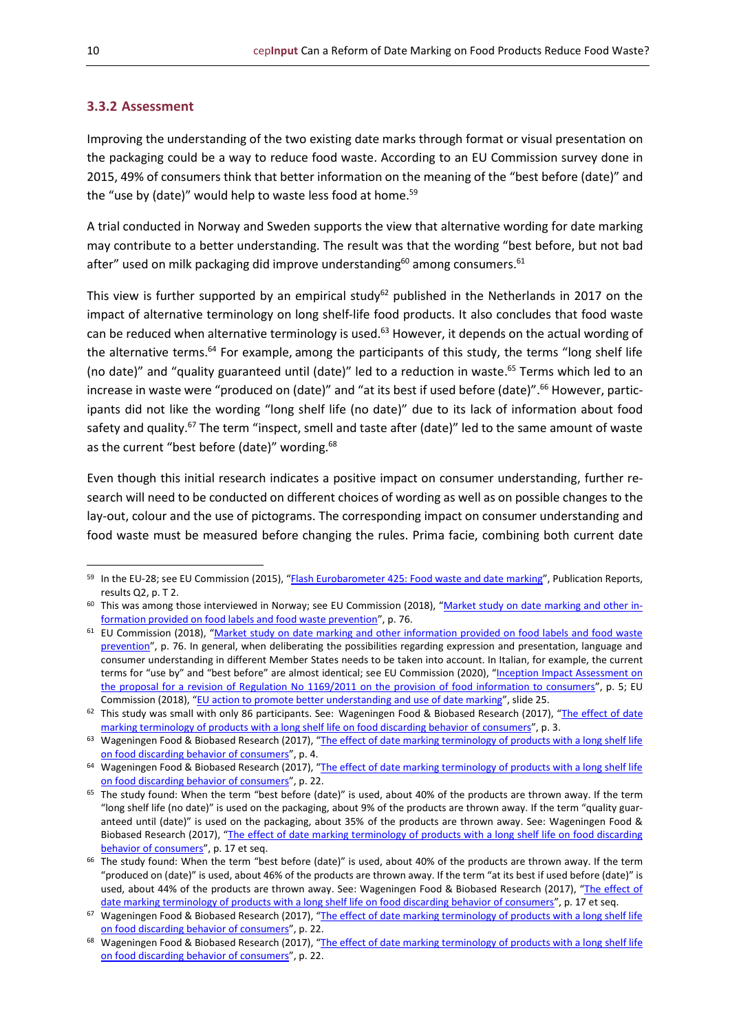### 3.3.2 Assessment

Improving the understanding of the two existing date marks through format or visual presentation on the packaging could be a way to reduce food waste. According to an EU Commission survey done in 2015, 49% of consumers think that better information on the meaning of the "best before (date)" and the "use by (date)" would help to waste less food at home.[59]

A trial conducted in Norway and Sweden supports the view that alternative wording for date marking may contribute to a better understanding. The result was that the wording "best before, but not bad after" used on milk packaging did improve understanding[60] among consumers.[61]

This view is further supported by an empirical study[62] published in the Netherlands in 2017 on the impact of alternative terminology on long shelf-life food products. It also concludes that food waste can be reduced when alternative terminology is used.[63] However, it depends on the actual wording of the alternative terms.[64] For example, among the participants of this study, the terms "long shelf life (no date)" and "quality guaranteed until (date)" led to a reduction in waste.[65] Terms which led to an increase in waste were "produced on (date)" and "at its best if used before (date)".[66] However, participants did not like the wording "long shelf life (no date)" due to its lack of information about food safety and quality.[67] The term "inspect, smell and taste after (date)" led to the same amount of waste as the current "best before (date)" wording.[68]

Even though this initial research indicates a positive impact on consumer understanding, further research will need to be conducted on different choices of wording as well as on possible changes to the lay-out, colour and the use of pictograms. The corresponding impact on consumer understanding and food waste must be measured before changing the rules. Prima facie, combining both current date

---

[59] In the EU-28; see EU Commission (2015), "Flash Eurobarometer 425: Food waste and date marking", Publication Reports, results Q2, p. T 2.

[60] This was among those interviewed in Norway; see EU Commission (2018), "Market study on date marking and other information provided on food labels and food waste prevention", p. 76.

[61] EU Commission (2018), "Market study on date marking and other information provided on food labels and food waste prevention", p. 76. In general, when deliberating the possibilities regarding expression and presentation, language and consumer understanding in different Member States needs to be taken into account. In Italian, for example, the current terms for "use by" and "best before" are almost identical; see EU Commission (2020), "Inception Impact Assessment on the proposal for a revision of Regulation No 1169/2011 on the provision of food information to consumers", p. 5; EU Commission (2018), "EU action to promote better understanding and use of date marking", slide 25.

[62] This study was small with only 86 participants. See: Wageningen Food & Biobased Research (2017), "The effect of date marking terminology of products with a long shelf life on food discarding behavior of consumers", p. 3.

[63] Wageningen Food & Biobased Research (2017), "The effect of date marking terminology of products with a long shelf life on food discarding behavior of consumers", p. 4.

[64] Wageningen Food & Biobased Research (2017), "The effect of date marking terminology of products with a long shelf life on food discarding behavior of consumers", p. 22.

[65] The study found: When the term "best before (date)" is used, about 40% of the products are thrown away. If the term "long shelf life (no date)" is used on the packaging, about 9% of the products are thrown away. If the term "quality guaranteed until (date)" is used on the packaging, about 35% of the products are thrown away. See: Wageningen Food & Biobased Research (2017), "The effect of date marking terminology of products with a long shelf life on food discarding behavior of consumers", p. 17 et seq.

[66] The study found: When the term "best before (date)" is used, about 40% of the products are thrown away. If the term "produced on (date)" is used, about 46% of the products are thrown away. If the term "at its best if used before (date)" is used, about 44% of the products are thrown away. See: Wageningen Food & Biobased Research (2017), "The effect of date marking terminology of products with a long shelf life on food discarding behavior of consumers", p. 17 et seq.

[67] Wageningen Food & Biobased Research (2017), "The effect of date marking terminology of products with a long shelf life on food discarding behavior of consumers", p. 22.

[68] Wageningen Food & Biobased Research (2017), "The effect of date marking terminology of products with a long shelf life on food discarding behavior of consumers", p. 22.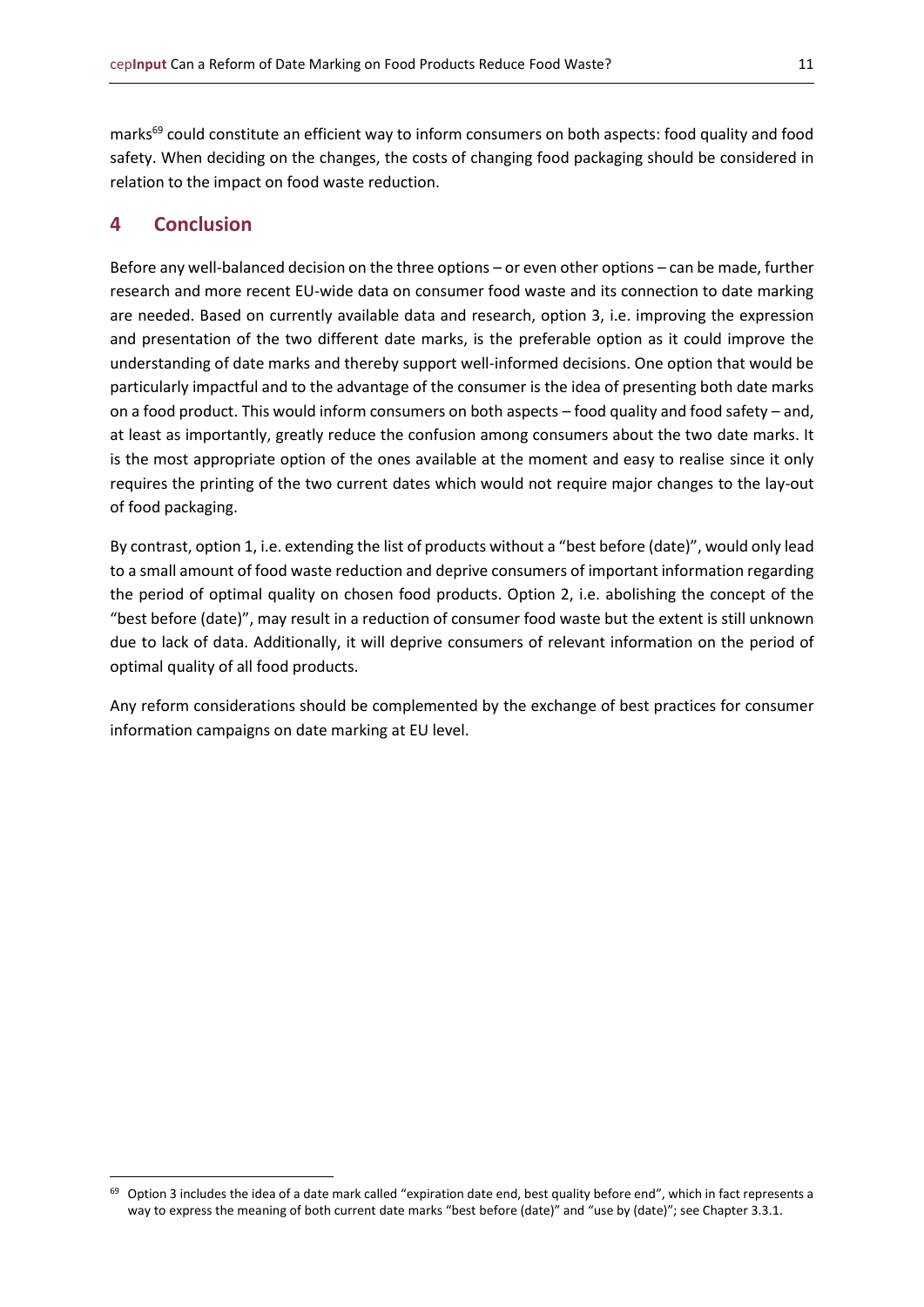marks[69] could constitute an efficient way to inform consumers on both aspects: food quality and food safety. When deciding on the changes, the costs of changing food packaging should be considered in relation to the impact on food waste reduction.

## 4 Conclusion

Before any well-balanced decision on the three options – or even other options – can be made, further research and more recent EU-wide data on consumer food waste and its connection to date marking are needed. Based on currently available data and research, option 3, i.e. improving the expression and presentation of the two different date marks, is the preferable option as it could improve the understanding of date marks and thereby support well-informed decisions. One option that would be particularly impactful and to the advantage of the consumer is the idea of presenting both date marks on a food product. This would inform consumers on both aspects – food quality and food safety – and, at least as importantly, greatly reduce the confusion among consumers about the two date marks. It is the most appropriate option of the ones available at the moment and easy to realise since it only requires the printing of the two current dates which would not require major changes to the lay-out of food packaging.

By contrast, option 1, i.e. extending the list of products without a "best before (date)", would only lead to a small amount of food waste reduction and deprive consumers of important information regarding the period of optimal quality on chosen food products. Option 2, i.e. abolishing the concept of the "best before (date)", may result in a reduction of consumer food waste but the extent is still unknown due to lack of data. Additionally, it will deprive consumers of relevant information on the period of optimal quality of all food products.

Any reform considerations should be complemented by the exchange of best practices for consumer information campaigns on date marking at EU level.

---

[69] Option 3 includes the idea of a date mark called "expiration date end, best quality before end", which in fact represents a way to express the meaning of both current date marks "best before (date)" and "use by (date)"; see Chapter 3.3.1.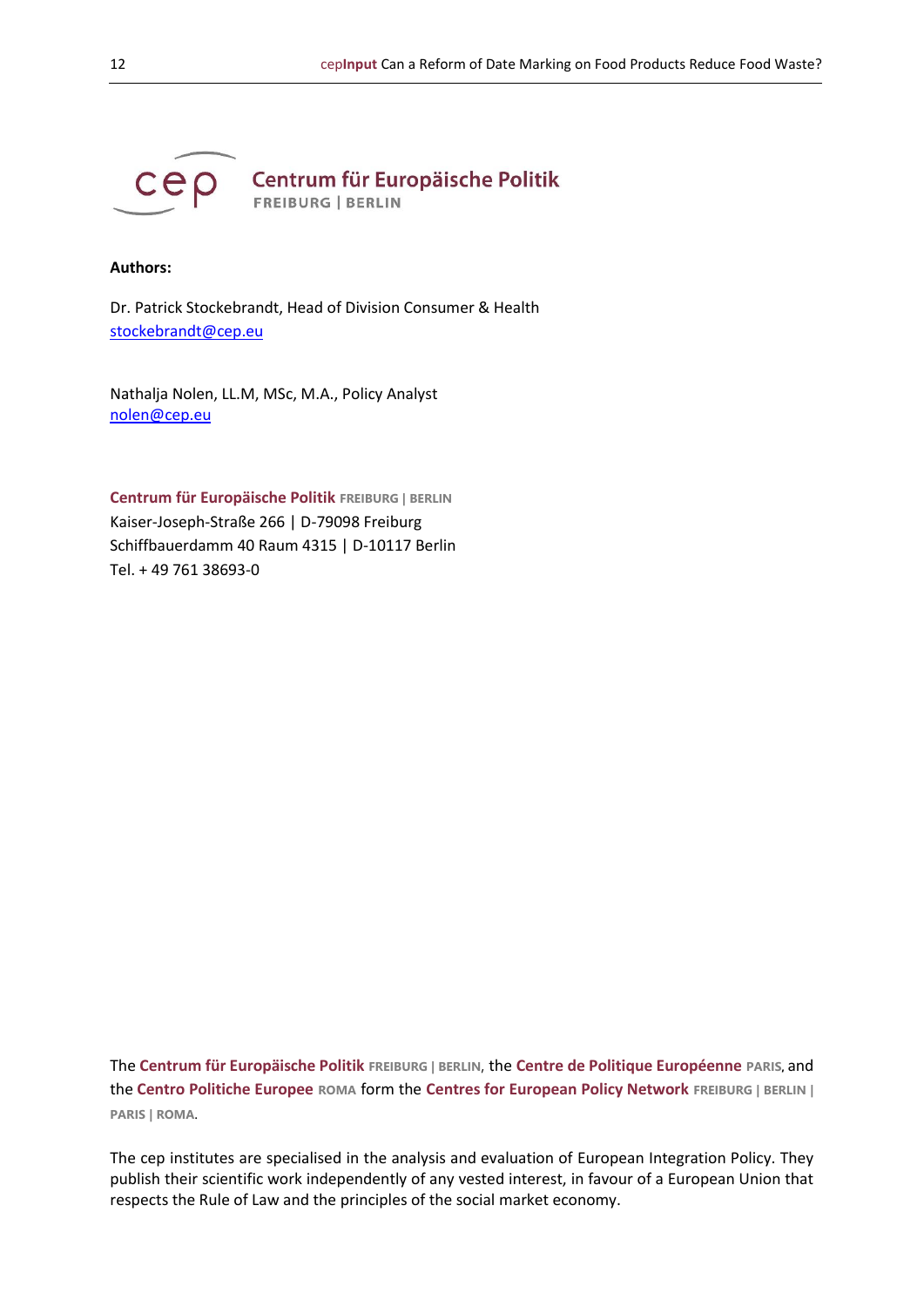**Centrum für Europäische Politik** FREIBURG | BERLIN

**Authors:**

Dr. Patrick Stockebrandt, Head of Division Consumer & Health
stockebrandt@cep.eu

Nathalja Nolen, LL.M, MSc, M.A., Policy Analyst
nolen@cep.eu

**Centrum für Europäische Politik** FREIBURG | BERLIN
Kaiser-Joseph-Straße 266 | D-79098 Freiburg
Schiffbauerdamm 40 Raum 4315 | D-10117 Berlin
Tel. + 49 761 38693-0

The **Centrum für Europäische Politik** FREIBURG | BERLIN, the **Centre de Politique Européenne** PARIS, and the **Centro Politiche Europee** ROMA form the **Centres for European Policy Network** FREIBURG | BERLIN | PARIS | ROMA.

The cep institutes are specialised in the analysis and evaluation of European Integration Policy. They publish their scientific work independently of any vested interest, in favour of a European Union that respects the Rule of Law and the principles of the social market economy.